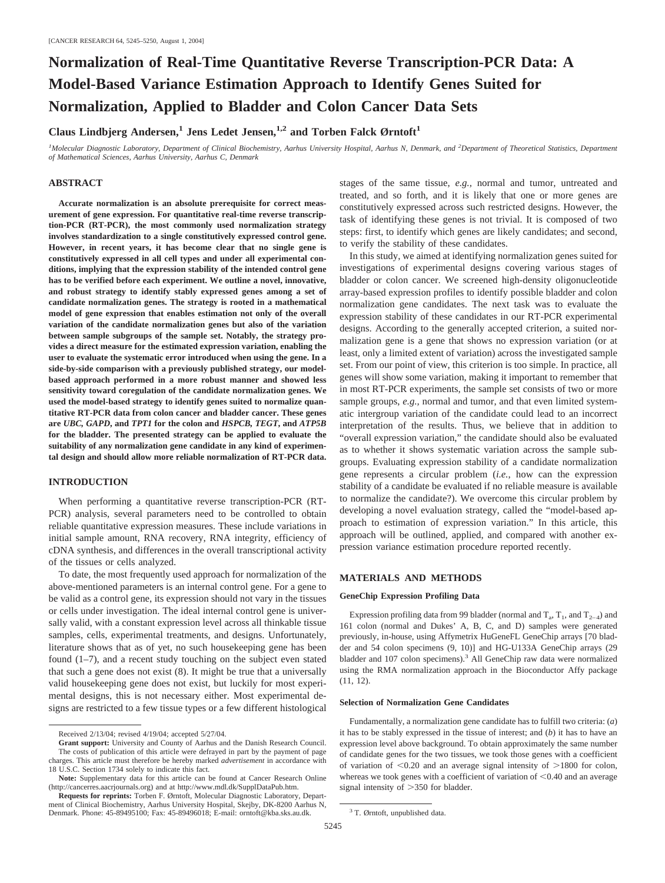# Normalization of Real-Time Quantitative Reverse Transcription-PCR Data: A Model-Based Variance Estimation Approach to Identify Genes Suited for Normalization, Applied to Bladder and Colon Cancer Data Sets

**Claus Lindbjerg Andersen,[1] Jens Ledet Jensen,[1,2] and Torben Falck Ørntoft[1]**

[1]*Molecular Diagnostic Laboratory, Department of Clinical Biochemistry, Aarhus University Hospital, Aarhus N, Denmark, and* [2]*Department of Theoretical Statistics, Department of Mathematical Sciences, Aarhus University, Aarhus C, Denmark*

## ABSTRACT

**Accurate normalization is an absolute prerequisite for correct measurement of gene expression. For quantitative real-time reverse transcription-PCR (RT-PCR), the most commonly used normalization strategy involves standardization to a single constitutively expressed control gene. However, in recent years, it has become clear that no single gene is constitutively expressed in all cell types and under all experimental conditions, implying that the expression stability of the intended control gene has to be verified before each experiment. We outline a novel, innovative, and robust strategy to identify stably expressed genes among a set of candidate normalization genes. The strategy is rooted in a mathematical model of gene expression that enables estimation not only of the overall variation of the candidate normalization genes but also of the variation between sample subgroups of the sample set. Notably, the strategy provides a direct measure for the estimated expression variation, enabling the user to evaluate the systematic error introduced when using the gene. In a side-by-side comparison with a previously published strategy, our model-based approach performed in a more robust manner and showed less sensitivity toward coregulation of the candidate normalization genes. We used the model-based strategy to identify genes suited to normalize quantitative RT-PCR data from colon cancer and bladder cancer. These genes are *UBC*, *GAPD*, and *TPT1* for the colon and *HSPCB*, *TEGT*, and *ATP5B* for the bladder. The presented strategy can be applied to evaluate the suitability of any normalization gene candidate in any kind of experimental design and should allow more reliable normalization of RT-PCR data.**

## INTRODUCTION

When performing a quantitative reverse transcription-PCR (RT-PCR) analysis, several parameters need to be controlled to obtain reliable quantitative expression measures. These include variations in initial sample amount, RNA recovery, RNA integrity, efficiency of cDNA synthesis, and differences in the overall transcriptional activity of the tissues or cells analyzed.

To date, the most frequently used approach for normalization of the above-mentioned parameters is an internal control gene. For a gene to be valid as a control gene, its expression should not vary in the tissues or cells under investigation. The ideal internal control gene is universally valid, with a constant expression level across all thinkable tissue samples, cells, experimental treatments, and designs. Unfortunately, literature shows that as of yet, no such housekeeping gene has been found (1–7), and a recent study touching on the subject even stated that such a gene does not exist (8). It might be true that a universally valid housekeeping gene does not exist, but luckily for most experimental designs, this is not necessary either. Most experimental designs are restricted to a few tissue types or a few different histological stages of the same tissue, *e.g.,* normal and tumor, untreated and treated, and so forth, and it is likely that one or more genes are constitutively expressed across such restricted designs. However, the task of identifying these genes is not trivial. It is composed of two steps: first, to identify which genes are likely candidates; and second, to verify the stability of these candidates.

In this study, we aimed at identifying normalization genes suited for investigations of experimental designs covering various stages of bladder or colon cancer. We screened high-density oligonucleotide array-based expression profiles to identify possible bladder and colon normalization gene candidates. The next task was to evaluate the expression stability of these candidates in our RT-PCR experimental designs. According to the generally accepted criterion, a suited normalization gene is a gene that shows no expression variation (or at least, only a limited extent of variation) across the investigated sample set. From our point of view, this criterion is too simple. In practice, all genes will show some variation, making it important to remember that in most RT-PCR experiments, the sample set consists of two or more sample groups, *e.g.,* normal and tumor, and that even limited systematic intergroup variation of the candidate could lead to an incorrect interpretation of the results. Thus, we believe that in addition to "overall expression variation," the candidate should also be evaluated as to whether it shows systematic variation across the sample subgroups. Evaluating expression stability of a candidate normalization gene represents a circular problem (*i.e.,* how can the expression stability of a candidate be evaluated if no reliable measure is available to normalize the candidate?). We overcome this circular problem by developing a novel evaluation strategy, called the "model-based approach to estimation of expression variation." In this article, this approach will be outlined, applied, and compared with another expression variance estimation procedure reported recently.

## MATERIALS AND METHODS

### GeneChip Expression Profiling Data

Expression profiling data from 99 bladder (normal and $T_a$, $T_1$, and $T_{2-4}$) and 161 colon (normal and Dukes' A, B, C, and D) samples were generated previously, in-house, using Affymetrix HuGeneFL GeneChip arrays [70 bladder and 54 colon specimens (9, 10)] and HG-U133A GeneChip arrays (29 bladder and 107 colon specimens).[3] All GeneChip raw data were normalized using the RMA normalization approach in the Bioconductor Affy package (11, 12).

### Selection of Normalization Gene Candidates

Fundamentally, a normalization gene candidate has to fulfill two criteria: (*a*) it has to be stably expressed in the tissue of interest; and (*b*) it has to have an expression level above background. To obtain approximately the same number of candidate genes for the two tissues, we took those genes with a coefficient of variation of <0.20 and an average signal intensity of >1800 for colon, whereas we took genes with a coefficient of variation of <0.40 and an average signal intensity of >350 for bladder.

---

Received 2/13/04; revised 4/19/04; accepted 5/27/04.

**Grant support:** University and County of Aarhus and the Danish Research Council.

The costs of publication of this article were defrayed in part by the payment of page charges. This article must therefore be hereby marked *advertisement* in accordance with 18 U.S.C. Section 1734 solely to indicate this fact.

**Note:** Supplementary data for this article can be found at Cancer Research Online (http://cancerres.aacrjournals.org) and at http://www.mdl.dk/SupplDataPub.htm.

**Requests for reprints:** Torben F. Ørntoft, Molecular Diagnostic Laboratory, Department of Clinical Biochemistry, Aarhus University Hospital, Skejby, DK-8200 Aarhus N, Denmark. Phone: 45-89495100; Fax: 45-89496018; E-mail: orntoft@kba.sks.au.dk.

[3] T. Ørntoft, unpublished data.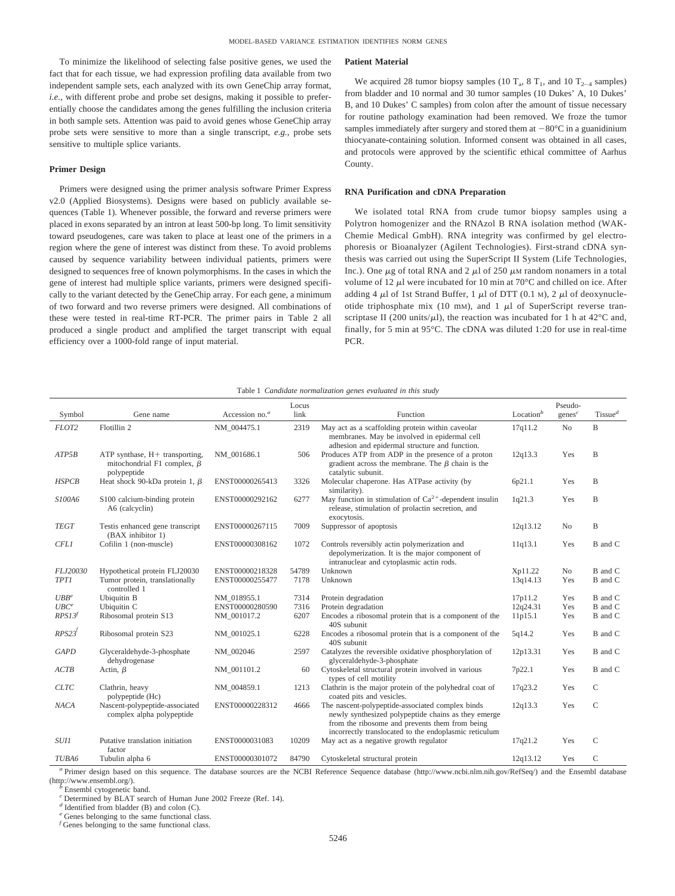To minimize the likelihood of selecting false positive genes, we used the fact that for each tissue, we had expression profiling data available from two independent sample sets, each analyzed with its own GeneChip array format, *i.e.*, with different probe and probe set designs, making it possible to preferentially choose the candidates among the genes fulfilling the inclusion criteria in both sample sets. Attention was paid to avoid genes whose GeneChip array probe sets were sensitive to more than a single transcript, *e.g.*, probe sets sensitive to multiple splice variants.

### Primer Design

Primers were designed using the primer analysis software Primer Express v2.0 (Applied Biosystems). Designs were based on publicly available sequences (Table 1). Whenever possible, the forward and reverse primers were placed in exons separated by an intron at least 500-bp long. To limit sensitivity toward pseudogenes, care was taken to place at least one of the primers in a region where the gene of interest was distinct from these. To avoid problems caused by sequence variability between individual patients, primers were designed to sequences free of known polymorphisms. In the cases in which the gene of interest had multiple splice variants, primers were designed specifically to the variant detected by the GeneChip array. For each gene, a minimum of two forward and two reverse primers were designed. All combinations of these were tested in real-time RT-PCR. The primer pairs in Table 2 all produced a single product and amplified the target transcript with equal efficiency over a 1000-fold range of input material.

### Patient Material

We acquired 28 tumor biopsy samples (10 $T_a$, 8 $T_1$, and 10 $T_{2-4}$ samples) from bladder and 10 normal and 30 tumor samples (10 Dukes' A, 10 Dukes' B, and 10 Dukes' C samples) from colon after the amount of tissue necessary for routine pathology examination had been removed. We froze the tumor samples immediately after surgery and stored them at −80°C in a guanidinium thiocyanate-containing solution. Informed consent was obtained in all cases, and protocols were approved by the scientific ethical committee of Aarhus County.

### RNA Purification and cDNA Preparation

We isolated total RNA from crude tumor biopsy samples using a Polytron homogenizer and the RNAzol B RNA isolation method (WAK-Chemie Medical GmbH). RNA integrity was confirmed by gel electrophoresis or Bioanalyzer (Agilent Technologies). First-strand cDNA synthesis was carried out using the SuperScript II System (Life Technologies, Inc.). One μg of total RNA and 2 μl of 250 μM random nonamers in a total volume of 12 μl were incubated for 10 min at 70°C and chilled on ice. After adding 4 μl of 1st Strand Buffer, 1 μl of DTT (0.1 M), 2 μl of deoxynucleotide triphosphate mix (10 mM), and 1 μl of SuperScript reverse transcriptase II (200 units/μl), the reaction was incubated for 1 h at 42°C and, finally, for 5 min at 95°C. The cDNA was diluted 1:20 for use in real-time PCR.

Table 1 *Candidate normalization genes evaluated in this study*

| Symbol | Gene name | Accession no.[a] | Locus link | Function | Location[b] | Pseudo-genes[c] | Tissue[d] |
|---|---|---|---|---|---|---|---|
| *FLOT2* | Flotillin 2 | NM_004475.1 | 2319 | May act as a scaffolding protein within caveolar membranes. May be involved in epidermal cell adhesion and epidermal structure and function. | 17q11.2 | No | B |
| *ATP5B* | ATP synthase, H+ transporting, mitochondrial F1 complex, β polypeptide | NM_001686.1 | 506 | Produces ATP from ADP in the presence of a proton gradient across the membrane. The β chain is the catalytic subunit. | 12q13.3 | Yes | B |
| *HSPCB* | Heat shock 90-kDa protein 1, β | ENST00000265413 | 3326 | Molecular chaperone. Has ATPase activity (by similarity). | 6p21.1 | Yes | B |
| *S100A6* | S100 calcium-binding protein A6 (calcyclin) | ENST00000292162 | 6277 | May function in stimulation of $Ca^{2+}$-dependent insulin release, stimulation of prolactin secretion, and exocytosis. | 1q21.3 | Yes | B |
| *TEGT* | Testis enhanced gene transcript (BAX inhibitor 1) | ENST00000267115 | 7009 | Suppressor of apoptosis | 12q13.12 | No | B |
| *CFL1* | Cofilin 1 (non-muscle) | ENST00000308162 | 1072 | Controls reversibly actin polymerization and depolymerization. It is the major component of intranuclear and cytoplasmic actin rods. | 11q13.1 | Yes | B and C |
| *FLJ20030* | Hypothetical protein FLJ20030 | ENST00000218328 | 54789 | Unknown | Xp11.22 | No | B and C |
| *TPT1* | Tumor protein, translationally controlled 1 | ENST00000255477 | 7178 | Unknown | 13q14.13 | Yes | B and C |
| *UBB*[e] | Ubiquitin B | NM_018955.1 | 7314 | Protein degradation | 17p11.2 | Yes | B and C |
| *UBC*[e] | Ubiquitin C | ENST00000280590 | 7316 | Protein degradation | 12q24.31 | Yes | B and C |
| *RPS13*[f] | Ribosomal protein S13 | NM_001017.2 | 6207 | Encodes a ribosomal protein that is a component of the 40S subunit | 11p15.1 | Yes | B and C |
| *RPS23*[f] | Ribosomal protein S23 | NM_001025.1 | 6228 | Encodes a ribosomal protein that is a component of the 40S subunit | 5q14.2 | Yes | B and C |
| *GAPD* | Glyceraldehyde-3-phosphate dehydrogenase | NM_002046 | 2597 | Catalyzes the reversible oxidative phosphorylation of glyceraldehyde-3-phosphate | 12p13.31 | Yes | B and C |
| *ACTB* | Actin, β | NM_001101.2 | 60 | Cytoskeletal structural protein involved in various types of cell motility | 7p22.1 | Yes | B and C |
| *CLTC* | Clathrin, heavy polypeptide (Hc) | NM_004859.1 | 1213 | Clathrin is the major protein of the polyhedral coat of coated pits and vesicles. | 17q23.2 | Yes | C |
| *NACA* | Nascent-polypeptide-associated complex alpha polypeptide | ENST00000228312 | 4666 | The nascent-polypeptide-associated complex binds newly synthesized polypeptide chains as they emerge from the ribosome and prevents them from being incorrectly translocated to the endoplasmic reticulum | 12q13.3 | Yes | C |
| *SUI1* | Putative translation initiation factor | ENST0000031083 | 10209 | May act as a negative growth regulator | 17q21.2 | Yes | C |
| *TUBA6* | Tubulin alpha 6 | ENST00000301072 | 84790 | Cytoskeletal structural protein | 12q13.12 | Yes | C |

[a] Primer design based on this sequence. The database sources are the NCBI Reference Sequence database (http://www.ncbi.nlm.nih.gov/RefSeq/) and the Ensembl database (http://www.ensembl.org/).
[b] Ensembl cytogenetic band.
[c] Determined by BLAT search of Human June 2002 Freeze (Ref. 14).
[d] Identified from bladder (B) and colon (C).
[e] Genes belonging to the same functional class.
[f] Genes belonging to the same functional class.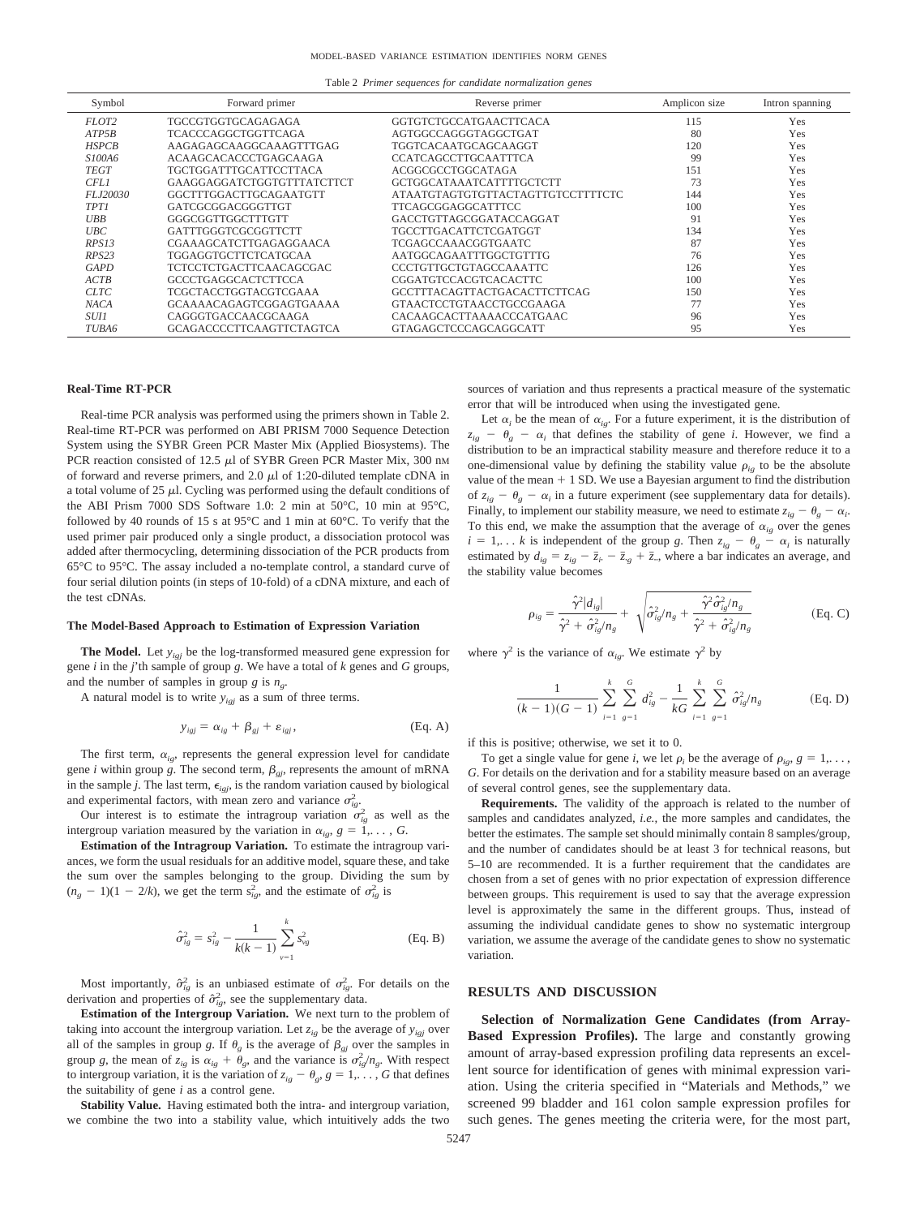Table 2 *Primer sequences for candidate normalization genes*

| Symbol | Forward primer | Reverse primer | Amplicon size | Intron spanning |
|---|---|---|---|---|
| *FLOT2* | TGCCGTGGTGCAGAGAGA | GGTGTCTGCCATGAACTTCACA | 115 | Yes |
| *ATP5B* | TCACCCAGGCTGGTTCAGA | AGTGGCCAGGGTAGGCTGAT | 80 | Yes |
| *HSPCB* | AAGAGAGCAAGGCAAAGTTTGAG | TGGTCACAATGCAGCAAGGT | 120 | Yes |
| *S100A6* | ACAAGCACACCCTGAGCAAGA | CCATCAGCCTTGCAATTTCA | 99 | Yes |
| *TEGT* | TGCTGGATTTGCATTCCTTACA | ACGGCGCCTGGCATAGA | 151 | Yes |
| *CFL1* | GAAGGAGGATCTGGTGTTTATCTTCT | GCTGGCATAAATCATTTTGCTCTT | 73 | Yes |
| *FLJ20030* | GGCTTTGGACTTGCAGAATGTT | ATAATGTAGTGTGTTACTAGTTGTCCTTTTCTC | 144 | Yes |
| *TPT1* | GATCGCGGACGGGTTGT | TTCAGCGGAGGCATTTCC | 100 | Yes |
| *UBB* | GGGCGGTTGGCTTTGTT | GACCTGTTAGCGGATACCAGGAT | 91 | Yes |
| *UBC* | GATTTGGGTCGCGGTTCTT | TGCCTTGACATTCTCGATGGT | 134 | Yes |
| *RPS13* | CGAAAGCATCTTGAGAGGAACA | TCGAGCCAAACGGTGAATC | 87 | Yes |
| *RPS23* | TGGAGGTGCTTCTCATGCAA | AATGGCAGAATTTGGCTGTTTG | 76 | Yes |
| *GAPD* | TCTCCTCTGACTTCAACAGCGAC | CCCTGTTGCTGTAGCCAAATTC | 126 | Yes |
| *ACTB* | GCCCTGAGGCACTCTTCCA | CGGATGTCCACGTCACACTTC | 100 | Yes |
| *CLTC* | TCGCTACCTGGTACGTCGAAA | GCCTTTACAGTTACTGACACTTCTTCAG | 150 | Yes |
| *NACA* | GCAAAACAGAGTCGGAGTGAAAA | GTAACTCCTGTAACCTGCCGAAGA | 77 | Yes |
| *SUI1* | CAGGGTGACCAACGCAAGA | CACAAGCACTTAAAACCCATGAAC | 96 | Yes |
| *TUBA6* | GCAGACCCCTTCAAGTTCTAGTCA | GTAGAGCTCCCAGCAGGCATT | 95 | Yes |

### Real-Time RT-PCR

Real-time PCR analysis was performed using the primers shown in Table 2. Real-time RT-PCR was performed on ABI PRISM 7000 Sequence Detection System using the SYBR Green PCR Master Mix (Applied Biosystems). The PCR reaction consisted of 12.5 μl of SYBR Green PCR Master Mix, 300 nM of forward and reverse primers, and 2.0 μl of 1:20-diluted template cDNA in a total volume of 25 μl. Cycling was performed using the default conditions of the ABI Prism 7000 SDS Software 1.0: 2 min at 50°C, 10 min at 95°C, followed by 40 rounds of 15 s at 95°C and 1 min at 60°C. To verify that the used primer pair produced only a single product, a dissociation protocol was added after thermocycling, determining dissociation of the PCR products from 65°C to 95°C. The assay included a no-template control, a standard curve of four serial dilution points (in steps of 10-fold) of a cDNA mixture, and each of the test cDNAs.

### The Model-Based Approach to Estimation of Expression Variation

**The Model.** Let $y_{igj}$ be the log-transformed measured gene expression for gene *i* in the *j*'th sample of group *g*. We have a total of *k* genes and *G* groups, and the number of samples in group *g* is $n_g$.

A natural model is to write $y_{igj}$ as a sum of three terms.

$$y_{igj} = \alpha_{ig} + \beta_{gj} + \varepsilon_{igj}, \tag{Eq. A}$$

The first term, $\alpha_{ig}$, represents the general expression level for candidate gene *i* within group *g*. The second term, $\beta_{gj}$, represents the amount of mRNA in the sample *j*. The last term, $\epsilon_{igj}$, is the random variation caused by biological and experimental factors, with mean zero and variance $\sigma^2_{ig}$.

Our interest is to estimate the intragroup variation $\sigma^2_{ig}$ as well as the intergroup variation measured by the variation in $\alpha_{ig}$, $g = 1,\ldots, G$.

**Estimation of the Intragroup Variation.** To estimate the intragroup variances, we form the usual residuals for an additive model, square these, and take the sum over the samples belonging to the group. Dividing the sum by $(n_g - 1)(1 - 2/k)$, we get the term $s^2_{ig}$, and the estimate of $\sigma^2_{ig}$ is

$$\hat{\sigma}^2_{ig} = s^2_{ig} - \frac{1}{k(k-1)}\sum_{v=1}^{k} s^2_{vg} \tag{Eq. B}$$

Most importantly, $\hat{\sigma}^2_{ig}$ is an unbiased estimate of $\sigma^2_{ig}$. For details on the derivation and properties of $\hat{\sigma}^2_{ig}$, see the supplementary data.

**Estimation of the Intergroup Variation.** We next turn to the problem of taking into account the intergroup variation. Let $z_{ig}$ be the average of $y_{igj}$ over all of the samples in group *g*. If $\theta_g$ is the average of $\beta_{gj}$ over the samples in group *g*, the mean of $z_{ig}$ is $\alpha_{ig} + \theta_g$, and the variance is $\sigma^2_{ig}/n_g$. With respect to intergroup variation, it is the variation of $z_{ig} - \theta_g$, $g = 1,\ldots, G$ that defines the suitability of gene *i* as a control gene.

**Stability Value.** Having estimated both the intra- and intergroup variation, we combine the two into a stability value, which intuitively adds the two sources of variation and thus represents a practical measure of the systematic error that will be introduced when using the investigated gene.

Let $\alpha_i$ be the mean of $\alpha_{ig}$. For a future experiment, it is the distribution of $z_{ig} - \theta_g - \alpha_i$ that defines the stability of gene *i*. However, we find a distribution to be an impractical stability measure and therefore reduce it to a one-dimensional value by defining the stability value $\rho_{ig}$ to be the absolute value of the mean + 1 SD. We use a Bayesian argument to find the distribution of $z_{ig} - \theta_g - \alpha_i$ in a future experiment (see supplementary data for details). Finally, to implement our stability measure, we need to estimate $z_{ig} - \theta_g - \alpha_i$. To this end, we make the assumption that the average of $\alpha_{ig}$ over the genes $i = 1,\ldots k$ is independent of the group *g*. Then $z_{ig} - \theta_g - \alpha_i$ is naturally estimated by $d_{ig} = z_{ig} - \bar{z}_{i\cdot} - \bar{z}_{\cdot g} + \bar{z}_{\cdot\cdot}$, where a bar indicates an average, and the stability value becomes

$$\rho_{ig} = \frac{\hat{\gamma}^2|d_{ig}|}{\hat{\gamma}^2 + \hat{\sigma}^2_{ig}/n_g} + \sqrt{\hat{\sigma}^2_{ig}/n_g + \frac{\hat{\gamma}^2\hat{\sigma}^2_{ig}/n_g}{\hat{\gamma}^2 + \hat{\sigma}^2_{ig}/n_g}} \tag{Eq. C}$$

where $\gamma^2$ is the variance of $\alpha_{ig}$. We estimate $\gamma^2$ by

$$\frac{1}{(k-1)(G-1)}\sum_{i=1}^{k}\sum_{g=1}^{G} d^2_{ig} - \frac{1}{kG}\sum_{i=1}^{k}\sum_{g=1}^{G}\hat{\sigma}^2_{ig}/n_g \tag{Eq. D}$$

if this is positive; otherwise, we set it to 0.

To get a single value for gene *i*, we let $\rho_i$ be the average of $\rho_{ig}$, $g = 1,\ldots, G$. For details on the derivation and for a stability measure based on an average of several control genes, see the supplementary data.

**Requirements.** The validity of the approach is related to the number of samples and candidates analyzed, *i.e.*, the more samples and candidates, the better the estimates. The sample set should minimally contain 8 samples/group, and the number of candidates should be at least 3 for technical reasons, but 5–10 are recommended. It is a further requirement that the candidates are chosen from a set of genes with no prior expectation of expression difference between groups. This requirement is used to say that the average expression level is approximately the same in the different groups. Thus, instead of assuming the individual candidate genes to show no systematic intergroup variation, we assume the average of the candidate genes to show no systematic variation.

## RESULTS AND DISCUSSION

**Selection of Normalization Gene Candidates (from Array-Based Expression Profiles).** The large and constantly growing amount of array-based expression profiling data represents an excellent source for identification of genes with minimal expression variation. Using the criteria specified in "Materials and Methods," we screened 99 bladder and 161 colon sample expression profiles for such genes. The genes meeting the criteria were, for the most part,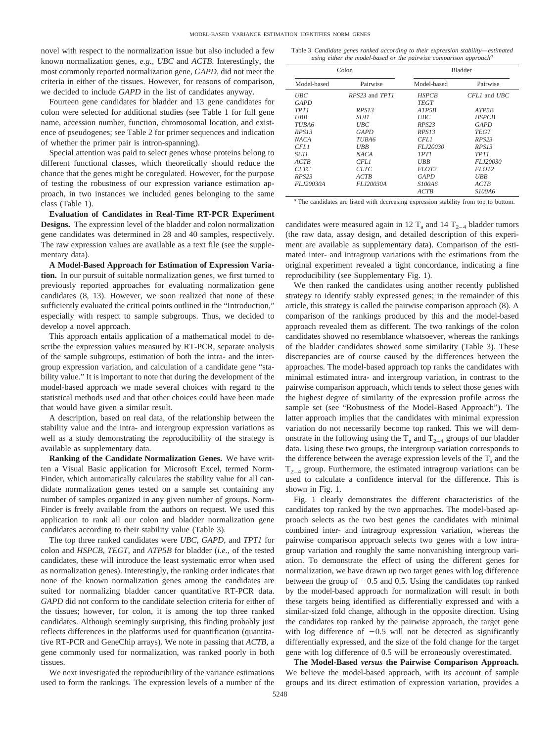novel with respect to the normalization issue but also included a few known normalization genes, *e.g., UBC* and *ACTB*. Interestingly, the most commonly reported normalization gene, *GAPD*, did not meet the criteria in either of the tissues. However, for reasons of comparison, we decided to include *GAPD* in the list of candidates anyway.

Fourteen gene candidates for bladder and 13 gene candidates for colon were selected for additional studies (see Table 1 for full gene name, accession number, function, chromosomal location, and existence of pseudogenes; see Table 2 for primer sequences and indication of whether the primer pair is intron-spanning).

Special attention was paid to select genes whose proteins belong to different functional classes, which theoretically should reduce the chance that the genes might be coregulated. However, for the purpose of testing the robustness of our expression variance estimation approach, in two instances we included genes belonging to the same class (Table 1).

**Evaluation of Candidates in Real-Time RT-PCR Experiment Designs.** The expression level of the bladder and colon normalization gene candidates was determined in 28 and 40 samples, respectively. The raw expression values are available as a text file (see the supplementary data).

**A Model-Based Approach for Estimation of Expression Variation.** In our pursuit of suitable normalization genes, we first turned to previously reported approaches for evaluating normalization gene candidates (8, 13). However, we soon realized that none of these sufficiently evaluated the critical points outlined in the "Introduction," especially with respect to sample subgroups. Thus, we decided to develop a novel approach.

This approach entails application of a mathematical model to describe the expression values measured by RT-PCR, separate analysis of the sample subgroups, estimation of both the intra- and the intergroup expression variation, and calculation of a candidate gene "stability value." It is important to note that during the development of the model-based approach we made several choices with regard to the statistical methods used and that other choices could have been made that would have given a similar result.

A description, based on real data, of the relationship between the stability value and the intra- and intergroup expression variations as well as a study demonstrating the reproducibility of the strategy is available as supplementary data.

**Ranking of the Candidate Normalization Genes.** We have written a Visual Basic application for Microsoft Excel, termed NormFinder, which automatically calculates the stability value for all candidate normalization genes tested on a sample set containing any number of samples organized in any given number of groups. NormFinder is freely available from the authors on request. We used this application to rank all our colon and bladder normalization gene candidates according to their stability value (Table 3).

The top three ranked candidates were *UBC, GAPD*, and *TPT1* for colon and *HSPCB, TEGT*, and *ATP5B* for bladder (*i.e.*, of the tested candidates, these will introduce the least systematic error when used as normalization genes). Interestingly, the ranking order indicates that none of the known normalization genes among the candidates are suited for normalizing bladder cancer quantitative RT-PCR data. *GAPD* did not conform to the candidate selection criteria for either of the tissues; however, for colon, it is among the top three ranked candidates. Although seemingly surprising, this finding probably just reflects differences in the platforms used for quantification (quantitative RT-PCR and GeneChip arrays). We note in passing that *ACTB*, a gene commonly used for normalization, was ranked poorly in both tissues.

We next investigated the reproducibility of the variance estimations used to form the rankings. The expression levels of a number of the candidates were measured again in 12 $T_a$ and 14 $T_{2-4}$ bladder tumors (the raw data, assay design, and detailed description of this experiment are available as supplementary data). Comparison of the estimated inter- and intragroup variations with the estimations from the original experiment revealed a tight concordance, indicating a fine reproducibility (see Supplementary Fig. 1).

Table 3 *Candidate genes ranked according to their expression stability—estimated using either the model-based or the pairwise comparison approach*[a]

| Colon | | Bladder | |
|---|---|---|---|
| Model-based | Pairwise | Model-based | Pairwise |
| *UBC* | *RPS23* and *TPT1* | *HSPCB* | *CFL1* and *UBC* |
| *GAPD* | | *TEGT* | |
| *TPT1* | *RPS13* | *ATP5B* | *ATP5B* |
| *UBB* | *SUI1* | *UBC* | *HSPCB* |
| *TUBA6* | *UBC* | *RPS23* | *GAPD* |
| *RPS13* | *GAPD* | *RPS13* | *TEGT* |
| *NACA* | *TUBA6* | *CFL1* | *RPS23* |
| *CFL1* | *UBB* | *FLJ20030* | *RPS13* |
| *SUI1* | *NACA* | *TPT1* | *TPT1* |
| *ACTB* | *CFL1* | *UBB* | *FLJ20030* |
| *CLTC* | *CLTC* | *FLOT2* | *FLOT2* |
| *RPS23* | *ACTB* | *GAPD* | *UBB* |
| *FLJ20030A* | *FLJ20030A* | *S100A6* | *ACTB* |
| | | *ACTB* | *S100A6* |

[a] The candidates are listed with decreasing expression stability from top to bottom.

We then ranked the candidates using another recently published strategy to identify stably expressed genes; in the remainder of this article, this strategy is called the pairwise comparison approach (8). A comparison of the rankings produced by this and the model-based approach revealed them as different. The two rankings of the colon candidates showed no resemblance whatsoever, whereas the rankings of the bladder candidates showed some similarity (Table 3). These discrepancies are of course caused by the differences between the approaches. The model-based approach top ranks the candidates with minimal estimated intra- and intergroup variation, in contrast to the pairwise comparison approach, which tends to select those genes with the highest degree of similarity of the expression profile across the sample set (see "Robustness of the Model-Based Approach"). The latter approach implies that the candidates with minimal expression variation do not necessarily become top ranked. This we will demonstrate in the following using the $T_a$ and $T_{2-4}$ groups of our bladder data. Using these two groups, the intergroup variation corresponds to the difference between the average expression levels of the $T_a$ and the $T_{2-4}$ group. Furthermore, the estimated intragroup variations can be used to calculate a confidence interval for the difference. This is shown in Fig. 1.

Fig. 1 clearly demonstrates the different characteristics of the candidates top ranked by the two approaches. The model-based approach selects as the two best genes the candidates with minimal combined inter- and intragroup expression variation, whereas the pairwise comparison approach selects two genes with a low intragroup variation and roughly the same nonvanishing intergroup variation. To demonstrate the effect of using the different genes for normalization, we have drawn up two target genes with log difference between the group of −0.5 and 0.5. Using the candidates top ranked by the model-based approach for normalization will result in both these targets being identified as differentially expressed and with a similar-sized fold change, although in the opposite direction. Using the candidates top ranked by the pairwise approach, the target gene with log difference of −0.5 will not be detected as significantly differentially expressed, and the size of the fold change for the target gene with log difference of 0.5 will be erroneously overestimated.

**The Model-Based *versus* the Pairwise Comparison Approach.** We believe the model-based approach, with its account of sample groups and its direct estimation of expression variation, provides a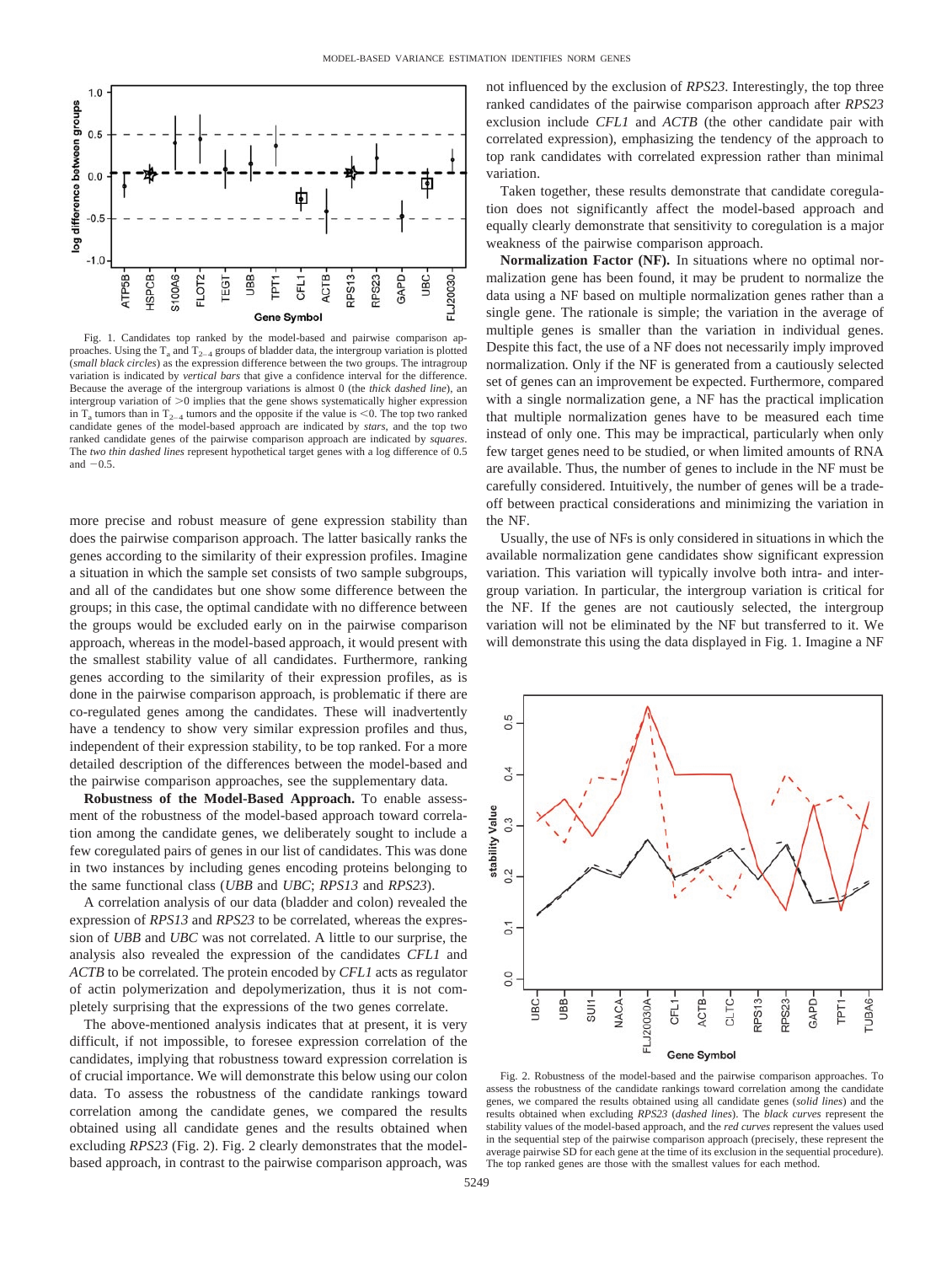Fig. 1. Candidates top ranked by the model-based and pairwise comparison approaches. Using the $T_a$ and $T_{2-4}$ groups of bladder data, the intergroup variation is plotted (*small black circles*) as the expression difference between the two groups. The intragroup variation is indicated by *vertical bars* that give a confidence interval for the difference. Because the average of the intergroup variations is almost 0 (the *thick dashed line*), an intergroup variation of >0 implies that the gene shows systematically higher expression in $T_a$ tumors than in $T_{2-4}$ tumors and the opposite if the value is <0. The top two ranked candidate genes of the model-based approach are indicated by *stars*, and the top two ranked candidate genes of the pairwise comparison approach are indicated by *squares*. The *two thin dashed lines* represent hypothetical target genes with a log difference of 0.5 and −0.5.

more precise and robust measure of gene expression stability than does the pairwise comparison approach. The latter basically ranks the genes according to the similarity of their expression profiles. Imagine a situation in which the sample set consists of two sample subgroups, and all of the candidates but one show some difference between the groups; in this case, the optimal candidate with no difference between the groups would be excluded early on in the pairwise comparison approach, whereas in the model-based approach, it would present with the smallest stability value of all candidates. Furthermore, ranking genes according to the similarity of their expression profiles, as is done in the pairwise comparison approach, is problematic if there are co-regulated genes among the candidates. These will inadvertently have a tendency to show very similar expression profiles and thus, independent of their expression stability, to be top ranked. For a more detailed description of the differences between the model-based and the pairwise comparison approaches, see the supplementary data.

**Robustness of the Model-Based Approach.** To enable assessment of the robustness of the model-based approach toward correlation among the candidate genes, we deliberately sought to include a few coregulated pairs of genes in our list of candidates. This was done in two instances by including genes encoding proteins belonging to the same functional class (*UBB* and *UBC*; *RPS13* and *RPS23*).

A correlation analysis of our data (bladder and colon) revealed the expression of *RPS13* and *RPS23* to be correlated, whereas the expression of *UBB* and *UBC* was not correlated. A little to our surprise, the analysis also revealed the expression of the candidates *CFL1* and *ACTB* to be correlated. The protein encoded by *CFL1* acts as regulator of actin polymerization and depolymerization, thus it is not completely surprising that the expressions of the two genes correlate.

The above-mentioned analysis indicates that at present, it is very difficult, if not impossible, to foresee expression correlation of the candidates, implying that robustness toward expression correlation is of crucial importance. We will demonstrate this below using our colon data. To assess the robustness of the candidate rankings toward correlation among the candidate genes, we compared the results obtained using all candidate genes and the results obtained when excluding *RPS23* (Fig. 2). Fig. 2 clearly demonstrates that the model-based approach, in contrast to the pairwise comparison approach, was not influenced by the exclusion of *RPS23*. Interestingly, the top three ranked candidates of the pairwise comparison approach after *RPS23* exclusion include *CFL1* and *ACTB* (the other candidate pair with correlated expression), emphasizing the tendency of the approach to top rank candidates with correlated expression rather than minimal variation.

Taken together, these results demonstrate that candidate coregulation does not significantly affect the model-based approach and equally clearly demonstrate that sensitivity to coregulation is a major weakness of the pairwise comparison approach.

**Normalization Factor (NF).** In situations where no optimal normalization gene has been found, it may be prudent to normalize the data using a NF based on multiple normalization genes rather than a single gene. The rationale is simple; the variation in the average of multiple genes is smaller than the variation in individual genes. Despite this fact, the use of a NF does not necessarily imply improved normalization. Only if the NF is generated from a cautiously selected set of genes can an improvement be expected. Furthermore, compared with a single normalization gene, a NF has the practical implication that multiple normalization genes have to be measured each time instead of only one. This may be impractical, particularly when only few target genes need to be studied, or when limited amounts of RNA are available. Thus, the number of genes to include in the NF must be carefully considered. Intuitively, the number of genes will be a trade-off between practical considerations and minimizing the variation in the NF.

Usually, the use of NFs is only considered in situations in which the available normalization gene candidates show significant expression variation. This variation will typically involve both intra- and intergroup variation. In particular, the intergroup variation is critical for the NF. If the genes are not cautiously selected, the intergroup variation will not be eliminated by the NF but transferred to it. We will demonstrate this using the data displayed in Fig. 1. Imagine a NF

Fig. 2. Robustness of the model-based and the pairwise comparison approaches. To assess the robustness of the candidate rankings toward correlation among the candidate genes, we compared the results obtained using all candidate genes (*solid lines*) and the results obtained when excluding *RPS23* (*dashed lines*). The *black curves* represent the stability values of the model-based approach, and the *red curves* represent the values used in the sequential step of the pairwise comparison approach (precisely, these represent the average pairwise SD for each gene at the time of its exclusion in the sequential procedure). The top ranked genes are those with the smallest values for each method.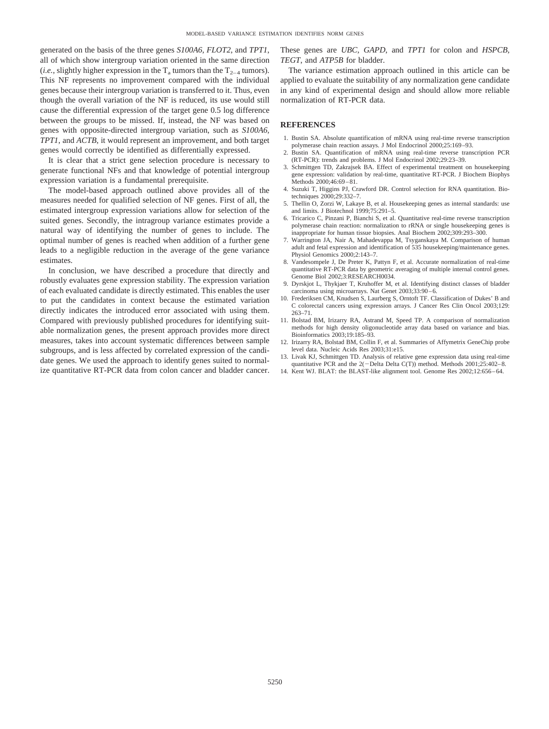generated on the basis of the three genes *S100A6*, *FLOT2*, and *TPT1*, all of which show intergroup variation oriented in the same direction (*i.e.*, slightly higher expression in the $T_a$ tumors than the $T_{2-4}$ tumors). This NF represents no improvement compared with the individual genes because their intergroup variation is transferred to it. Thus, even though the overall variation of the NF is reduced, its use would still cause the differential expression of the target gene 0.5 log difference between the groups to be missed. If, instead, the NF was based on genes with opposite-directed intergroup variation, such as *S100A6*, *TPT1*, and *ACTB*, it would represent an improvement, and both target genes would correctly be identified as differentially expressed.

It is clear that a strict gene selection procedure is necessary to generate functional NFs and that knowledge of potential intergroup expression variation is a fundamental prerequisite.

The model-based approach outlined above provides all of the measures needed for qualified selection of NF genes. First of all, the estimated intergroup expression variations allow for selection of the suited genes. Secondly, the intragroup variance estimates provide a natural way of identifying the number of genes to include. The optimal number of genes is reached when addition of a further gene leads to a negligible reduction in the average of the gene variance estimates.

In conclusion, we have described a procedure that directly and robustly evaluates gene expression stability. The expression variation of each evaluated candidate is directly estimated. This enables the user to put the candidates in context because the estimated variation directly indicates the introduced error associated with using them. Compared with previously published procedures for identifying suitable normalization genes, the present approach provides more direct measures, takes into account systematic differences between sample subgroups, and is less affected by correlated expression of the candidate genes. We used the approach to identify genes suited to normalize quantitative RT-PCR data from colon cancer and bladder cancer. These genes are *UBC*, *GAPD*, and *TPT1* for colon and *HSPCB*, *TEGT*, and *ATP5B* for bladder.

The variance estimation approach outlined in this article can be applied to evaluate the suitability of any normalization gene candidate in any kind of experimental design and should allow more reliable normalization of RT-PCR data.

## REFERENCES

1. Bustin SA. Absolute quantification of mRNA using real-time reverse transcription polymerase chain reaction assays. J Mol Endocrinol 2000;25:169–93.
2. Bustin SA. Quantification of mRNA using real-time reverse transcription PCR (RT-PCR): trends and problems. J Mol Endocrinol 2002;29:23–39.
3. Schmittgen TD, Zakrajsek BA. Effect of experimental treatment on housekeeping gene expression: validation by real-time, quantitative RT-PCR. J Biochem Biophys Methods 2000;46:69–81.
4. Suzuki T, Higgins PJ, Crawford DR. Control selection for RNA quantitation. Biotechniques 2000;29:332–7.
5. Thellin O, Zorzi W, Lakaye B, et al. Housekeeping genes as internal standards: use and limits. J Biotechnol 1999;75:291–5.
6. Tricarico C, Pinzani P, Bianchi S, et al. Quantitative real-time reverse transcription polymerase chain reaction: normalization to rRNA or single housekeeping genes is inappropriate for human tissue biopsies. Anal Biochem 2002;309:293–300.
7. Warrington JA, Nair A, Mahadevappa M, Tsyganskaya M. Comparison of human adult and fetal expression and identification of 535 housekeeping/maintenance genes. Physiol Genomics 2000;2:143–7.
8. Vandesompele J, De Preter K, Pattyn F, et al. Accurate normalization of real-time quantitative RT-PCR data by geometric averaging of multiple internal control genes. Genome Biol 2002;3:RESEARCH0034.
9. Dyrskjot L, Thykjaer T, Kruhoffer M, et al. Identifying distinct classes of bladder carcinoma using microarrays. Nat Genet 2003;33:90–6.
10. Frederiksen CM, Knudsen S, Laurberg S, Orntoft TF. Classification of Dukes' B and C colorectal cancers using expression arrays. J Cancer Res Clin Oncol 2003;129: 263–71.
11. Bolstad BM, Irizarry RA, Astrand M, Speed TP. A comparison of normalization methods for high density oligonucleotide array data based on variance and bias. Bioinformatics 2003;19:185–93.
12. Irizarry RA, Bolstad BM, Collin F, et al. Summaries of Affymetrix GeneChip probe level data. Nucleic Acids Res 2003;31:e15.
13. Livak KJ, Schmittgen TD. Analysis of relative gene expression data using real-time quantitative PCR and the 2(−Delta Delta C(T)) method. Methods 2001;25:402–8.
14. Kent WJ. BLAT: the BLAST-like alignment tool. Genome Res 2002;12:656–64.